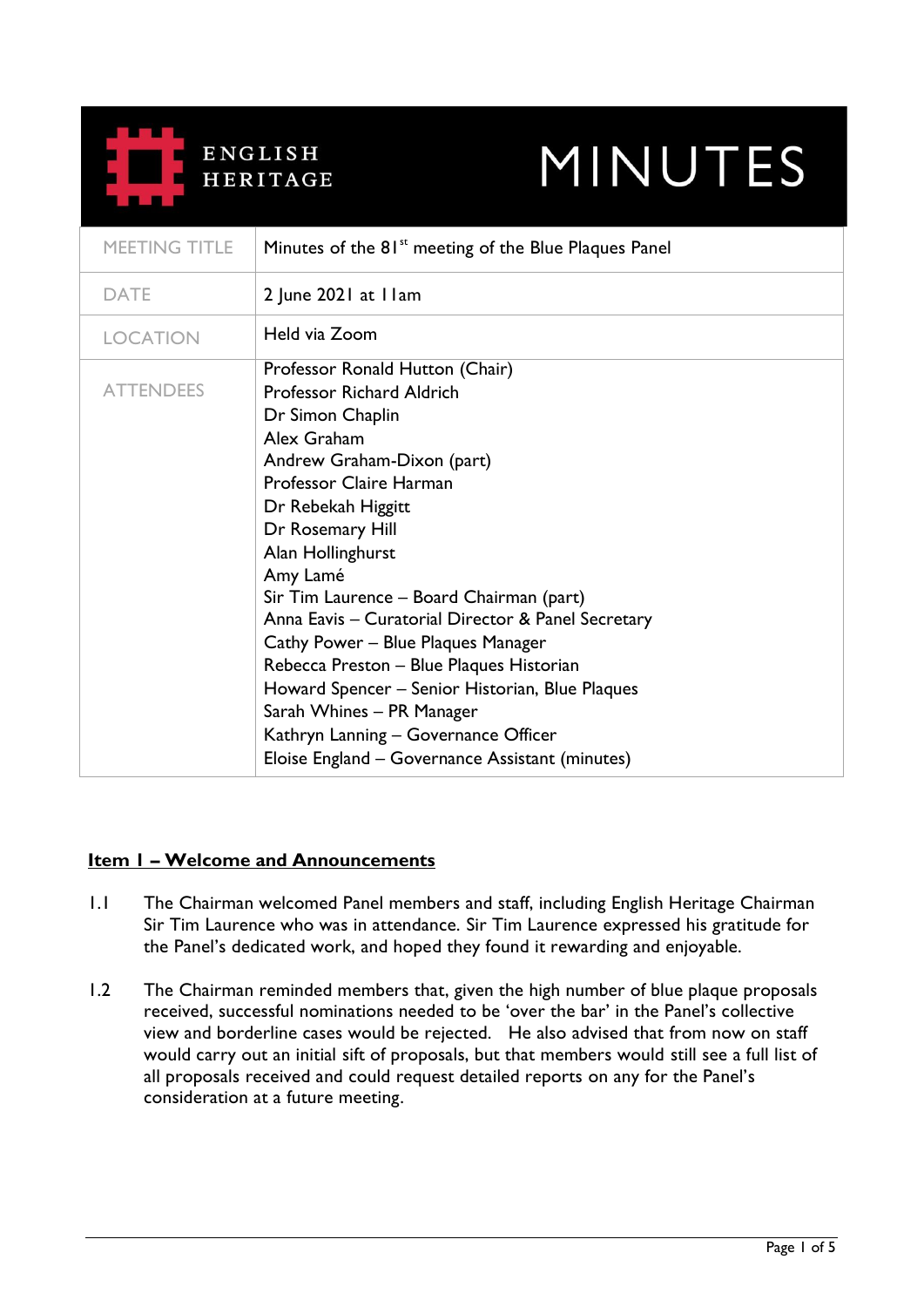ENGLISH HERITAGE

# MINUTES

| MEETING TITLE | Minutes of the 81st meeting of the Blue Plaques Panel |
|---|---|
| DATE | 2 June 2021 at 11am |
| LOCATION | Held via Zoom |
| ATTENDEES | Professor Ronald Hutton (Chair)<br>Professor Richard Aldrich<br>Dr Simon Chaplin<br>Alex Graham<br>Andrew Graham-Dixon (part)<br>Professor Claire Harman<br>Dr Rebekah Higgitt<br>Dr Rosemary Hill<br>Alan Hollinghurst<br>Amy Lamé<br>Sir Tim Laurence – Board Chairman (part)<br>Anna Eavis – Curatorial Director & Panel Secretary<br>Cathy Power – Blue Plaques Manager<br>Rebecca Preston – Blue Plaques Historian<br>Howard Spencer – Senior Historian, Blue Plaques<br>Sarah Whines – PR Manager<br>Kathryn Lanning – Governance Officer<br>Eloise England – Governance Assistant (minutes) |

## Item 1 – Welcome and Announcements

1.1 The Chairman welcomed Panel members and staff, including English Heritage Chairman Sir Tim Laurence who was in attendance. Sir Tim Laurence expressed his gratitude for the Panel's dedicated work, and hoped they found it rewarding and enjoyable.

1.2 The Chairman reminded members that, given the high number of blue plaque proposals received, successful nominations needed to be 'over the bar' in the Panel's collective view and borderline cases would be rejected. He also advised that from now on staff would carry out an initial sift of proposals, but that members would still see a full list of all proposals received and could request detailed reports on any for the Panel's consideration at a future meeting.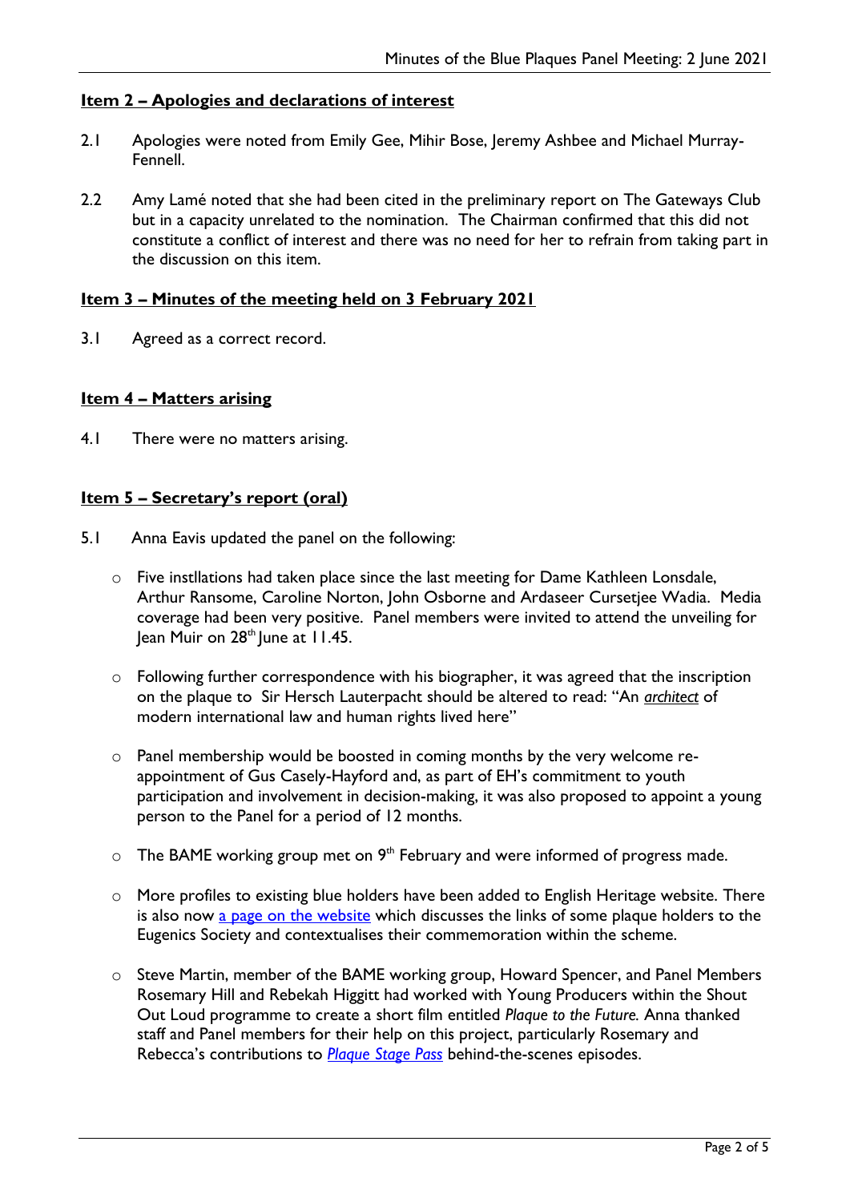## **Item 2 – Apologies and declarations of interest**

2.1 Apologies were noted from Emily Gee, Mihir Bose, Jeremy Ashbee and Michael Murray-Fennell.

2.2 Amy Lamé noted that she had been cited in the preliminary report on The Gateways Club but in a capacity unrelated to the nomination. The Chairman confirmed that this did not constitute a conflict of interest and there was no need for her to refrain from taking part in the discussion on this item.

## **Item 3 – Minutes of the meeting held on 3 February 2021**

3.1 Agreed as a correct record.

## **Item 4 – Matters arising**

4.1 There were no matters arising.

## **Item 5 – Secretary's report (oral)**

5.1 Anna Eavis updated the panel on the following:

- Five instllations had taken place since the last meeting for Dame Kathleen Lonsdale, Arthur Ransome, Caroline Norton, John Osborne and Ardaseer Cursetjee Wadia. Media coverage had been very positive. Panel members were invited to attend the unveiling for Jean Muir on 28th June at 11.45.
- Following further correspondence with his biographer, it was agreed that the inscription on the plaque to Sir Hersch Lauterpacht should be altered to read: "An ***architect*** of modern international law and human rights lived here"
- Panel membership would be boosted in coming months by the very welcome re-appointment of Gus Casely-Hayford and, as part of EH's commitment to youth participation and involvement in decision-making, it was also proposed to appoint a young person to the Panel for a period of 12 months.
- The BAME working group met on 9th February and were informed of progress made.
- More profiles to existing blue holders have been added to English Heritage website. There is also now a page on the website which discusses the links of some plaque holders to the Eugenics Society and contextualises their commemoration within the scheme.
- Steve Martin, member of the BAME working group, Howard Spencer, and Panel Members Rosemary Hill and Rebekah Higgitt had worked with Young Producers within the Shout Out Loud programme to create a short film entitled *Plaque to the Future.* Anna thanked staff and Panel members for their help on this project, particularly Rosemary and Rebecca's contributions to *Plaque Stage Pass* behind-the-scenes episodes.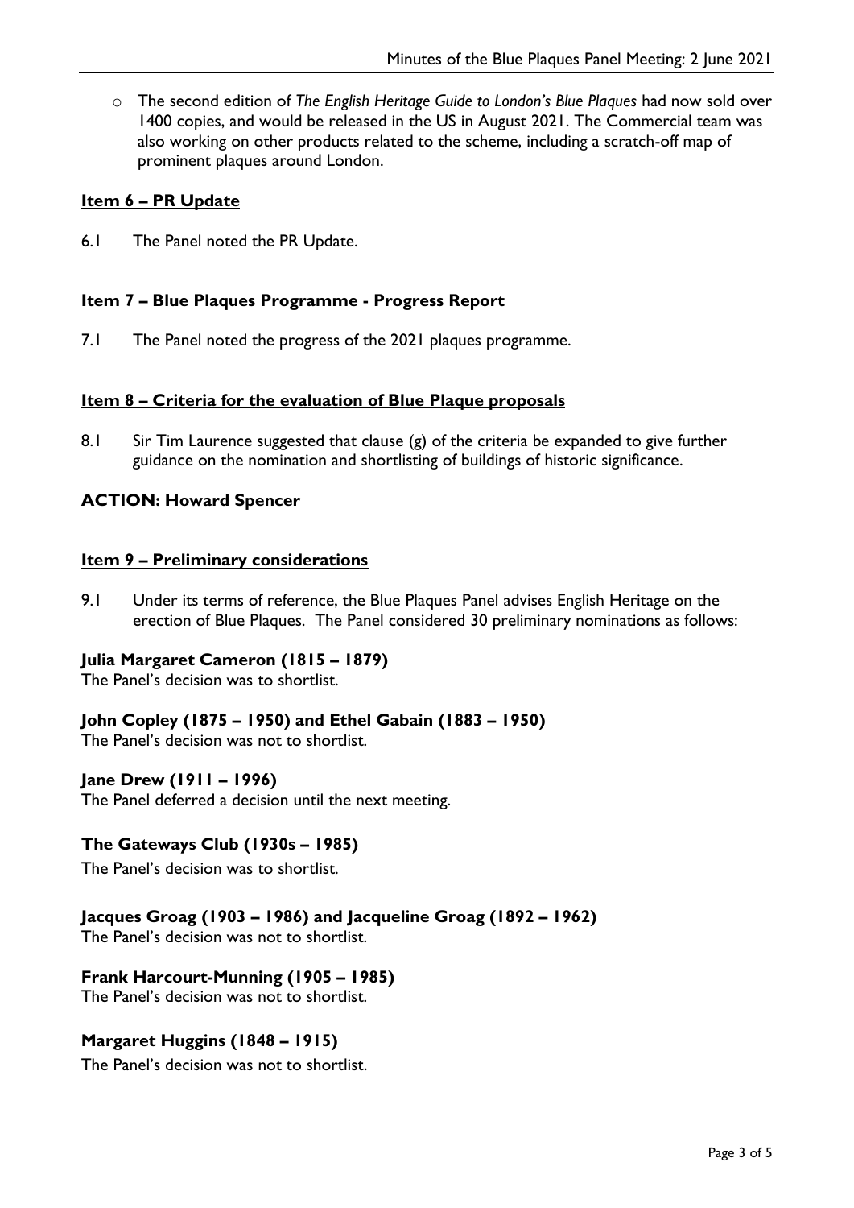- The second edition of *The English Heritage Guide to London's Blue Plaques* had now sold over 1400 copies, and would be released in the US in August 2021. The Commercial team was also working on other products related to the scheme, including a scratch-off map of prominent plaques around London.

**Item 6 – PR Update**

6.1 The Panel noted the PR Update.

**Item 7 – Blue Plaques Programme - Progress Report**

7.1 The Panel noted the progress of the 2021 plaques programme.

**Item 8 – Criteria for the evaluation of Blue Plaque proposals**

8.1 Sir Tim Laurence suggested that clause (g) of the criteria be expanded to give further guidance on the nomination and shortlisting of buildings of historic significance.

**ACTION: Howard Spencer**

**Item 9 – Preliminary considerations**

9.1 Under its terms of reference, the Blue Plaques Panel advises English Heritage on the erection of Blue Plaques. The Panel considered 30 preliminary nominations as follows:

**Julia Margaret Cameron (1815 – 1879)**
The Panel's decision was to shortlist.

**John Copley (1875 – 1950) and Ethel Gabain (1883 – 1950)**
The Panel's decision was not to shortlist.

**Jane Drew (1911 – 1996)**
The Panel deferred a decision until the next meeting.

**The Gateways Club (1930s – 1985)**
The Panel's decision was to shortlist.

**Jacques Groag (1903 – 1986) and Jacqueline Groag (1892 – 1962)**
The Panel's decision was not to shortlist.

**Frank Harcourt-Munning (1905 – 1985)**
The Panel's decision was not to shortlist.

**Margaret Huggins (1848 – 1915)**
The Panel's decision was not to shortlist.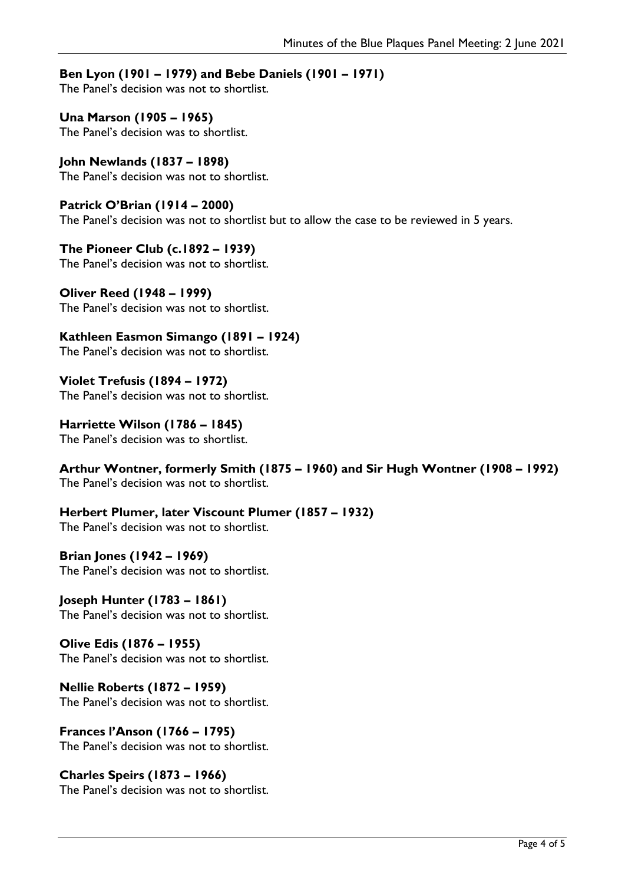**Ben Lyon (1901 – 1979) and Bebe Daniels (1901 – 1971)**
The Panel's decision was not to shortlist.

**Una Marson (1905 – 1965)**
The Panel's decision was to shortlist.

**John Newlands (1837 – 1898)**
The Panel's decision was not to shortlist.

**Patrick O'Brian (1914 – 2000)**
The Panel's decision was not to shortlist but to allow the case to be reviewed in 5 years.

**The Pioneer Club (c.1892 – 1939)**
The Panel's decision was not to shortlist.

**Oliver Reed (1948 – 1999)**
The Panel's decision was not to shortlist.

**Kathleen Easmon Simango (1891 – 1924)**
The Panel's decision was not to shortlist.

**Violet Trefusis (1894 – 1972)**
The Panel's decision was not to shortlist.

**Harriette Wilson (1786 – 1845)**
The Panel's decision was to shortlist.

**Arthur Wontner, formerly Smith (1875 – 1960) and Sir Hugh Wontner (1908 – 1992)**
The Panel's decision was not to shortlist.

**Herbert Plumer, later Viscount Plumer (1857 – 1932)**
The Panel's decision was not to shortlist.

**Brian Jones (1942 – 1969)**
The Panel's decision was not to shortlist.

**Joseph Hunter (1783 – 1861)**
The Panel's decision was not to shortlist.

**Olive Edis (1876 – 1955)**
The Panel's decision was not to shortlist.

**Nellie Roberts (1872 – 1959)**
The Panel's decision was not to shortlist.

**Frances I'Anson (1766 – 1795)**
The Panel's decision was not to shortlist.

**Charles Speirs (1873 – 1966)**
The Panel's decision was not to shortlist.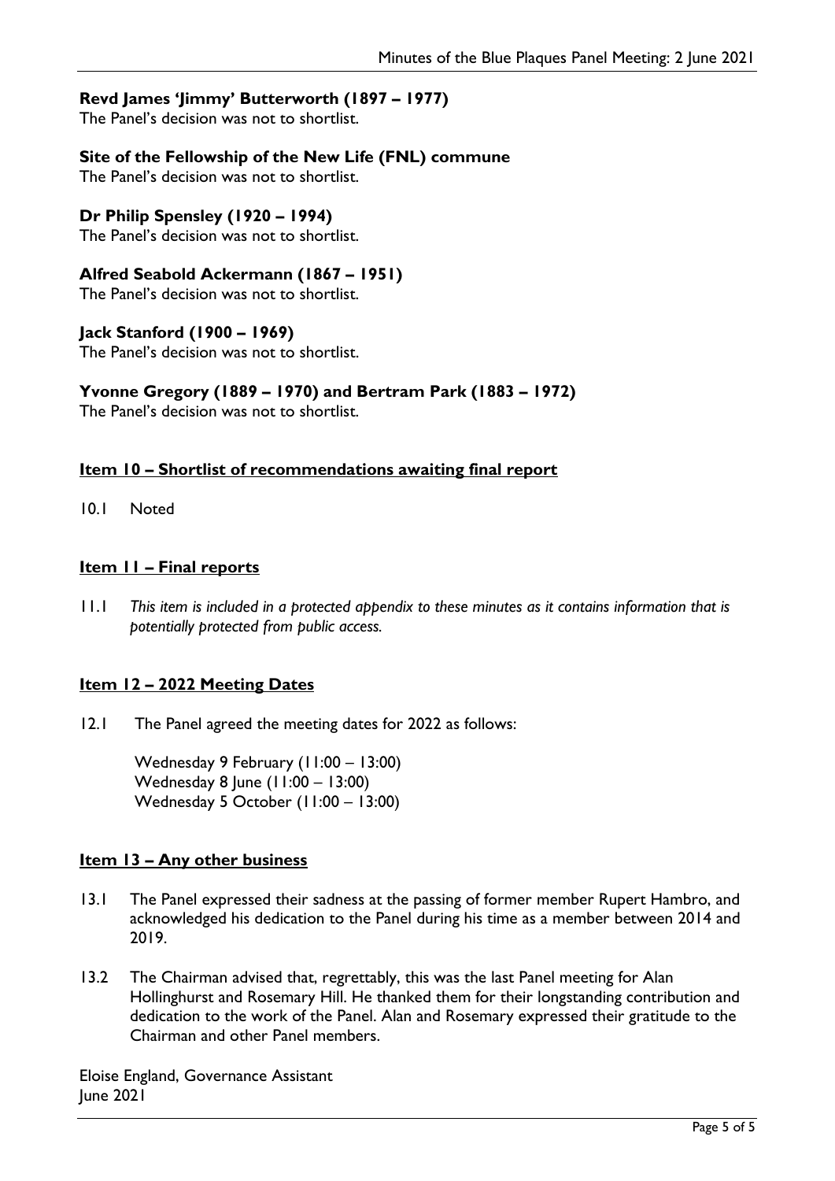**Revd James 'Jimmy' Butterworth (1897 – 1977)**
The Panel's decision was not to shortlist.

**Site of the Fellowship of the New Life (FNL) commune**
The Panel's decision was not to shortlist.

**Dr Philip Spensley (1920 – 1994)**
The Panel's decision was not to shortlist.

**Alfred Seabold Ackermann (1867 – 1951)**
The Panel's decision was not to shortlist.

**Jack Stanford (1900 – 1969)**
The Panel's decision was not to shortlist.

**Yvonne Gregory (1889 – 1970) and Bertram Park (1883 – 1972)**
The Panel's decision was not to shortlist.

## Item 10 – Shortlist of recommendations awaiting final report

10.1 Noted

## Item 11 – Final reports

11.1 *This item is included in a protected appendix to these minutes as it contains information that is potentially protected from public access.*

## Item 12 – 2022 Meeting Dates

12.1 The Panel agreed the meeting dates for 2022 as follows:

Wednesday 9 February (11:00 – 13:00)
Wednesday 8 June (11:00 – 13:00)
Wednesday 5 October (11:00 – 13:00)

## Item 13 – Any other business

13.1 The Panel expressed their sadness at the passing of former member Rupert Hambro, and acknowledged his dedication to the Panel during his time as a member between 2014 and 2019.

13.2 The Chairman advised that, regrettably, this was the last Panel meeting for Alan Hollinghurst and Rosemary Hill. He thanked them for their longstanding contribution and dedication to the work of the Panel. Alan and Rosemary expressed their gratitude to the Chairman and other Panel members.

Eloise England, Governance Assistant
June 2021